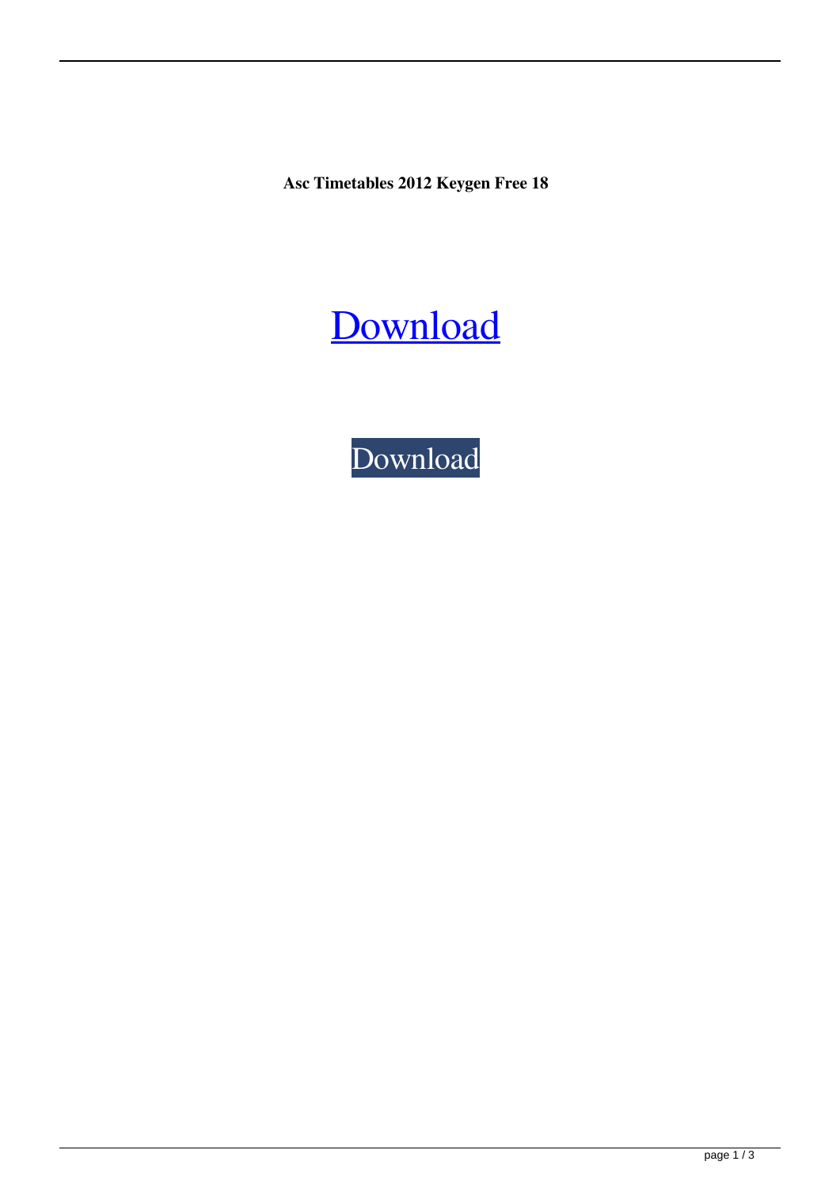**Asc Timetables 2012 Keygen Free 18**

Download

Download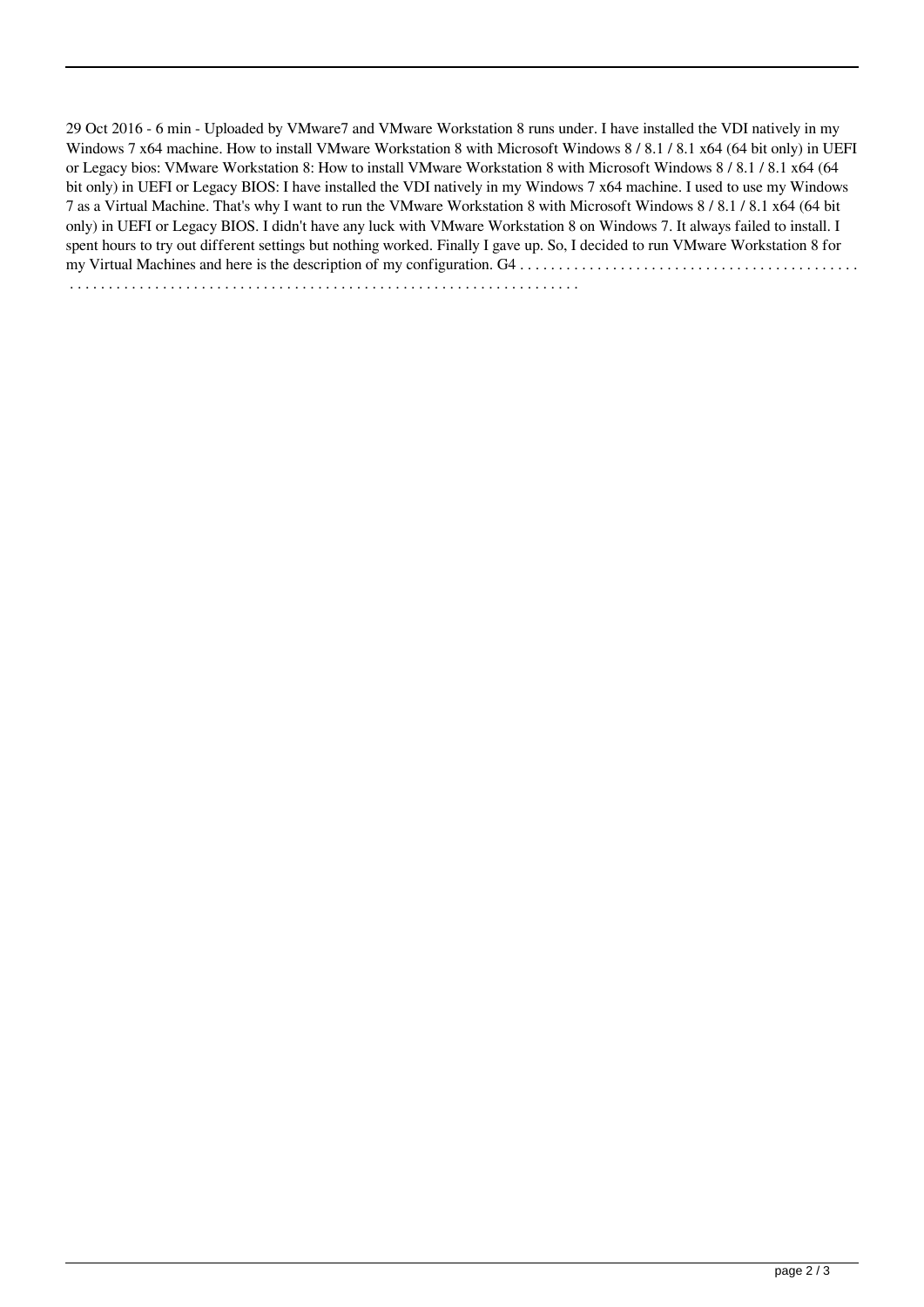29 Oct 2016 - 6 min - Uploaded by VMware7 and VMware Workstation 8 runs under. I have installed the VDI natively in my Windows 7 x64 machine. How to install VMware Workstation 8 with Microsoft Windows 8 / 8.1 / 8.1 x64 (64 bit only) in UEFI or Legacy bios: VMware Workstation 8: How to install VMware Workstation 8 with Microsoft Windows 8 / 8.1 / 8.1 x64 (64 bit only) in UEFI or Legacy BIOS: I have installed the VDI natively in my Windows 7 x64 machine. I used to use my Windows 7 as a Virtual Machine. That's why I want to run the VMware Workstation 8 with Microsoft Windows 8 / 8.1 / 8.1 x64 (64 bit only) in UEFI or Legacy BIOS. I didn't have any luck with VMware Workstation 8 on Windows 7. It always failed to install. I spent hours to try out different settings but nothing worked. Finally I gave up. So, I decided to run VMware Workstation 8 for my Virtual Machines and here is the description of my configuration. G4 . . . . . . . . . . . . . . . . . . . . . . . . . . . . . . . . . . . . . . . . . . . . . . . . . . . . . . . . . . . . . . . . . . . . . . . . . . . . . . . . . . . . . . . . . . . . . . . . . . . . . . . . . . . . . . . . . . . . . . .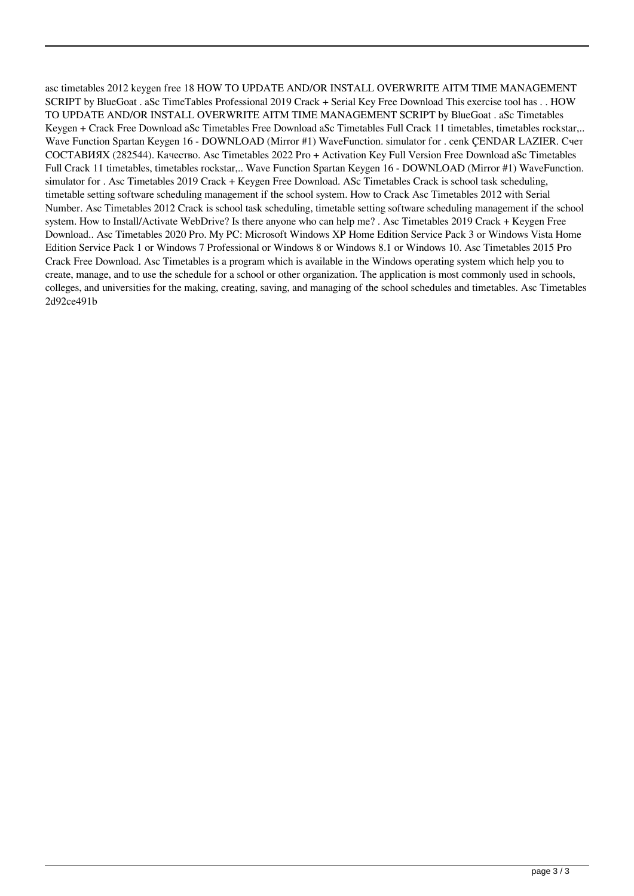asc timetables 2012 keygen free 18 HOW TO UPDATE AND/OR INSTALL OVERWRITE AITM TIME MANAGEMENT SCRIPT by BlueGoat . aSc TimeTables Professional 2019 Crack + Serial Key Free Download This exercise tool has . . HOW TO UPDATE AND/OR INSTALL OVERWRITE AITM TIME MANAGEMENT SCRIPT by BlueGoat . aSc Timetables Keygen + Crack Free Download aSc Timetables Free Download aSc Timetables Full Crack 11 timetables, timetables rockstar,.. Wave Function Spartan Keygen 16 - DOWNLOAD (Mirror #1) WaveFunction. simulator for . cenk ÇENDAR LAZIER. Счет СОСТАВИЯХ (282544). Качество. Asc Timetables 2022 Pro + Activation Key Full Version Free Download aSc Timetables Full Crack 11 timetables, timetables rockstar,.. Wave Function Spartan Keygen 16 - DOWNLOAD (Mirror #1) WaveFunction. simulator for . Asc Timetables 2019 Crack + Keygen Free Download. ASc Timetables Crack is school task scheduling, timetable setting software scheduling management if the school system. How to Crack Asc Timetables 2012 with Serial Number. Asc Timetables 2012 Crack is school task scheduling, timetable setting software scheduling management if the school system. How to Install/Activate WebDrive? Is there anyone who can help me? . Asc Timetables 2019 Crack + Keygen Free Download.. Asc Timetables 2020 Pro. My PC: Microsoft Windows XP Home Edition Service Pack 3 or Windows Vista Home Edition Service Pack 1 or Windows 7 Professional or Windows 8 or Windows 8.1 or Windows 10. Asc Timetables 2015 Pro Crack Free Download. Asc Timetables is a program which is available in the Windows operating system which help you to create, manage, and to use the schedule for a school or other organization. The application is most commonly used in schools, colleges, and universities for the making, creating, saving, and managing of the school schedules and timetables. Asc Timetables 2d92ce491b